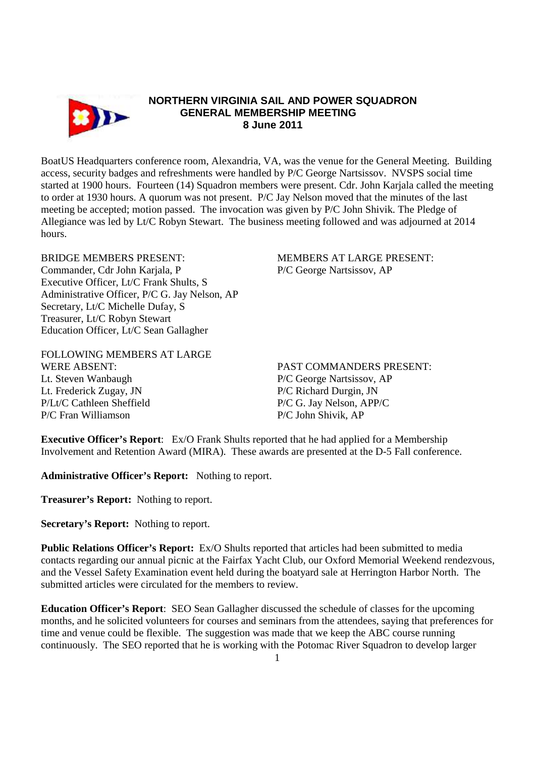# NORTHERN VIRGINIA SAIL AND POWER SQUADRON
## GENERAL MEMBERSHIP MEETING
### 8 June 2011

BoatUS Headquarters conference room, Alexandria, VA, was the venue for the General Meeting. Building access, security badges and refreshments were handled by P/C George Nartsissov. NVSPS social time started at 1900 hours. Fourteen (14) Squadron members were present. Cdr. John Karjala called the meeting to order at 1930 hours. A quorum was not present. P/C Jay Nelson moved that the minutes of the last meeting be accepted; motion passed. The invocation was given by P/C John Shivik. The Pledge of Allegiance was led by Lt/C Robyn Stewart. The business meeting followed and was adjourned at 2014 hours.

BRIDGE MEMBERS PRESENT:
Commander, Cdr John Karjala, P
Executive Officer, Lt/C Frank Shults, S
Administrative Officer, P/C G. Jay Nelson, AP
Secretary, Lt/C Michelle Dufay, S
Treasurer, Lt/C Robyn Stewart
Education Officer, Lt/C Sean Gallagher

MEMBERS AT LARGE PRESENT:
P/C George Nartsissov, AP

FOLLOWING MEMBERS AT LARGE WERE ABSENT:
Lt. Steven Wanbaugh
Lt. Frederick Zugay, JN
P/Lt/C Cathleen Sheffield
P/C Fran Williamson

PAST COMMANDERS PRESENT:
P/C George Nartsissov, AP
P/C Richard Durgin, JN
P/C G. Jay Nelson, APP/C
P/C John Shivik, AP

**Executive Officer's Report**: Ex/O Frank Shults reported that he had applied for a Membership Involvement and Retention Award (MIRA). These awards are presented at the D-5 Fall conference.

**Administrative Officer's Report:** Nothing to report.

**Treasurer's Report:** Nothing to report.

**Secretary's Report:** Nothing to report.

**Public Relations Officer's Report:** Ex/O Shults reported that articles had been submitted to media contacts regarding our annual picnic at the Fairfax Yacht Club, our Oxford Memorial Weekend rendezvous, and the Vessel Safety Examination event held during the boatyard sale at Herrington Harbor North. The submitted articles were circulated for the members to review.

**Education Officer's Report**: SEO Sean Gallagher discussed the schedule of classes for the upcoming months, and he solicited volunteers for courses and seminars from the attendees, saying that preferences for time and venue could be flexible. The suggestion was made that we keep the ABC course running continuously. The SEO reported that he is working with the Potomac River Squadron to develop larger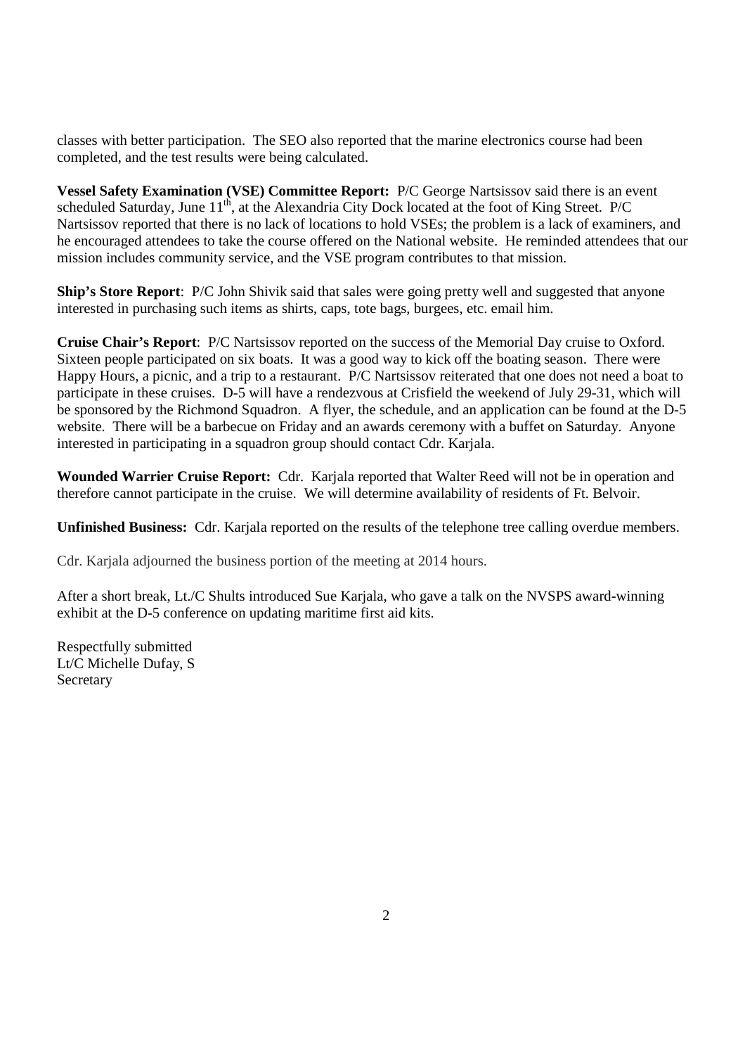classes with better participation. The SEO also reported that the marine electronics course had been completed, and the test results were being calculated.

**Vessel Safety Examination (VSE) Committee Report:** P/C George Nartsissov said there is an event scheduled Saturday, June 11th, at the Alexandria City Dock located at the foot of King Street. P/C Nartsissov reported that there is no lack of locations to hold VSEs; the problem is a lack of examiners, and he encouraged attendees to take the course offered on the National website. He reminded attendees that our mission includes community service, and the VSE program contributes to that mission.

**Ship's Store Report**: P/C John Shivik said that sales were going pretty well and suggested that anyone interested in purchasing such items as shirts, caps, tote bags, burgees, etc. email him.

**Cruise Chair's Report**: P/C Nartsissov reported on the success of the Memorial Day cruise to Oxford. Sixteen people participated on six boats. It was a good way to kick off the boating season. There were Happy Hours, a picnic, and a trip to a restaurant. P/C Nartsissov reiterated that one does not need a boat to participate in these cruises. D-5 will have a rendezvous at Crisfield the weekend of July 29-31, which will be sponsored by the Richmond Squadron. A flyer, the schedule, and an application can be found at the D-5 website. There will be a barbecue on Friday and an awards ceremony with a buffet on Saturday. Anyone interested in participating in a squadron group should contact Cdr. Karjala.

**Wounded Warrier Cruise Report:** Cdr. Karjala reported that Walter Reed will not be in operation and therefore cannot participate in the cruise. We will determine availability of residents of Ft. Belvoir.

**Unfinished Business:** Cdr. Karjala reported on the results of the telephone tree calling overdue members.

Cdr. Karjala adjourned the business portion of the meeting at 2014 hours.

After a short break, Lt./C Shults introduced Sue Karjala, who gave a talk on the NVSPS award-winning exhibit at the D-5 conference on updating maritime first aid kits.

Respectfully submitted
Lt/C Michelle Dufay, S
Secretary